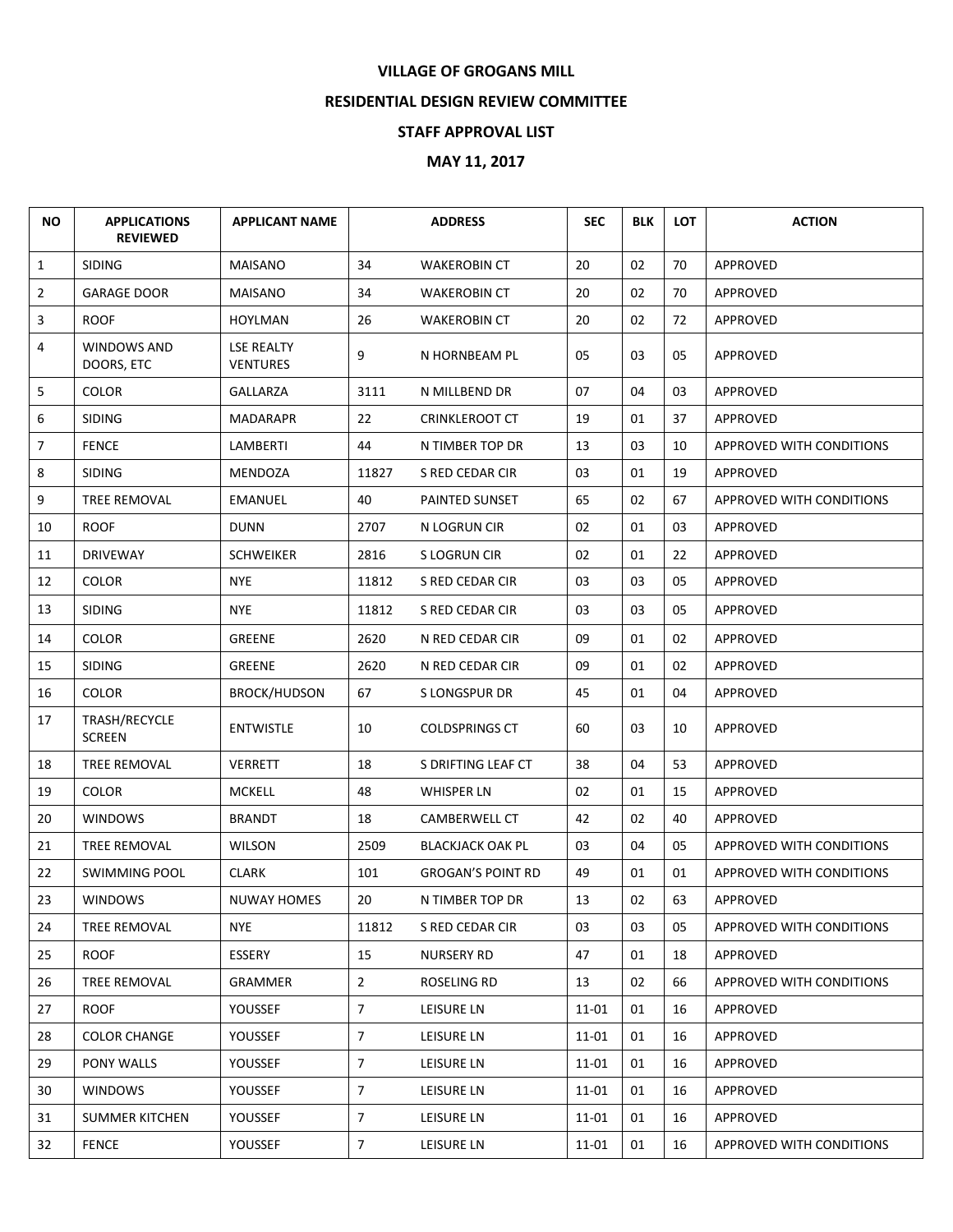# VILLAGE OF GROGANS MILL

## RESIDENTIAL DESIGN REVIEW COMMITTEE

## STAFF APPROVAL LIST

## MAY 11, 2017

| NO | APPLICATIONS REVIEWED | APPLICANT NAME | ADDRESS | | SEC | BLK | LOT | ACTION |
|---|---|---|---|---|---|---|---|---|
| 1 | SIDING | MAISANO | 34 | WAKEROBIN CT | 20 | 02 | 70 | APPROVED |
| 2 | GARAGE DOOR | MAISANO | 34 | WAKEROBIN CT | 20 | 02 | 70 | APPROVED |
| 3 | ROOF | HOYLMAN | 26 | WAKEROBIN CT | 20 | 02 | 72 | APPROVED |
| 4 | WINDOWS AND DOORS, ETC | LSE REALTY VENTURES | 9 | N HORNBEAM PL | 05 | 03 | 05 | APPROVED |
| 5 | COLOR | GALLARZA | 3111 | N MILLBEND DR | 07 | 04 | 03 | APPROVED |
| 6 | SIDING | MADARAPR | 22 | CRINKLEROOT CT | 19 | 01 | 37 | APPROVED |
| 7 | FENCE | LAMBERTI | 44 | N TIMBER TOP DR | 13 | 03 | 10 | APPROVED WITH CONDITIONS |
| 8 | SIDING | MENDOZA | 11827 | S RED CEDAR CIR | 03 | 01 | 19 | APPROVED |
| 9 | TREE REMOVAL | EMANUEL | 40 | PAINTED SUNSET | 65 | 02 | 67 | APPROVED WITH CONDITIONS |
| 10 | ROOF | DUNN | 2707 | N LOGRUN CIR | 02 | 01 | 03 | APPROVED |
| 11 | DRIVEWAY | SCHWEIKER | 2816 | S LOGRUN CIR | 02 | 01 | 22 | APPROVED |
| 12 | COLOR | NYE | 11812 | S RED CEDAR CIR | 03 | 03 | 05 | APPROVED |
| 13 | SIDING | NYE | 11812 | S RED CEDAR CIR | 03 | 03 | 05 | APPROVED |
| 14 | COLOR | GREENE | 2620 | N RED CEDAR CIR | 09 | 01 | 02 | APPROVED |
| 15 | SIDING | GREENE | 2620 | N RED CEDAR CIR | 09 | 01 | 02 | APPROVED |
| 16 | COLOR | BROCK/HUDSON | 67 | S LONGSPUR DR | 45 | 01 | 04 | APPROVED |
| 17 | TRASH/RECYCLE SCREEN | ENTWISTLE | 10 | COLDSPRINGS CT | 60 | 03 | 10 | APPROVED |
| 18 | TREE REMOVAL | VERRETT | 18 | S DRIFTING LEAF CT | 38 | 04 | 53 | APPROVED |
| 19 | COLOR | MCKELL | 48 | WHISPER LN | 02 | 01 | 15 | APPROVED |
| 20 | WINDOWS | BRANDT | 18 | CAMBERWELL CT | 42 | 02 | 40 | APPROVED |
| 21 | TREE REMOVAL | WILSON | 2509 | BLACKJACK OAK PL | 03 | 04 | 05 | APPROVED WITH CONDITIONS |
| 22 | SWIMMING POOL | CLARK | 101 | GROGAN'S POINT RD | 49 | 01 | 01 | APPROVED WITH CONDITIONS |
| 23 | WINDOWS | NUWAY HOMES | 20 | N TIMBER TOP DR | 13 | 02 | 63 | APPROVED |
| 24 | TREE REMOVAL | NYE | 11812 | S RED CEDAR CIR | 03 | 03 | 05 | APPROVED WITH CONDITIONS |
| 25 | ROOF | ESSERY | 15 | NURSERY RD | 47 | 01 | 18 | APPROVED |
| 26 | TREE REMOVAL | GRAMMER | 2 | ROSELING RD | 13 | 02 | 66 | APPROVED WITH CONDITIONS |
| 27 | ROOF | YOUSSEF | 7 | LEISURE LN | 11-01 | 01 | 16 | APPROVED |
| 28 | COLOR CHANGE | YOUSSEF | 7 | LEISURE LN | 11-01 | 01 | 16 | APPROVED |
| 29 | PONY WALLS | YOUSSEF | 7 | LEISURE LN | 11-01 | 01 | 16 | APPROVED |
| 30 | WINDOWS | YOUSSEF | 7 | LEISURE LN | 11-01 | 01 | 16 | APPROVED |
| 31 | SUMMER KITCHEN | YOUSSEF | 7 | LEISURE LN | 11-01 | 01 | 16 | APPROVED |
| 32 | FENCE | YOUSSEF | 7 | LEISURE LN | 11-01 | 01 | 16 | APPROVED WITH CONDITIONS |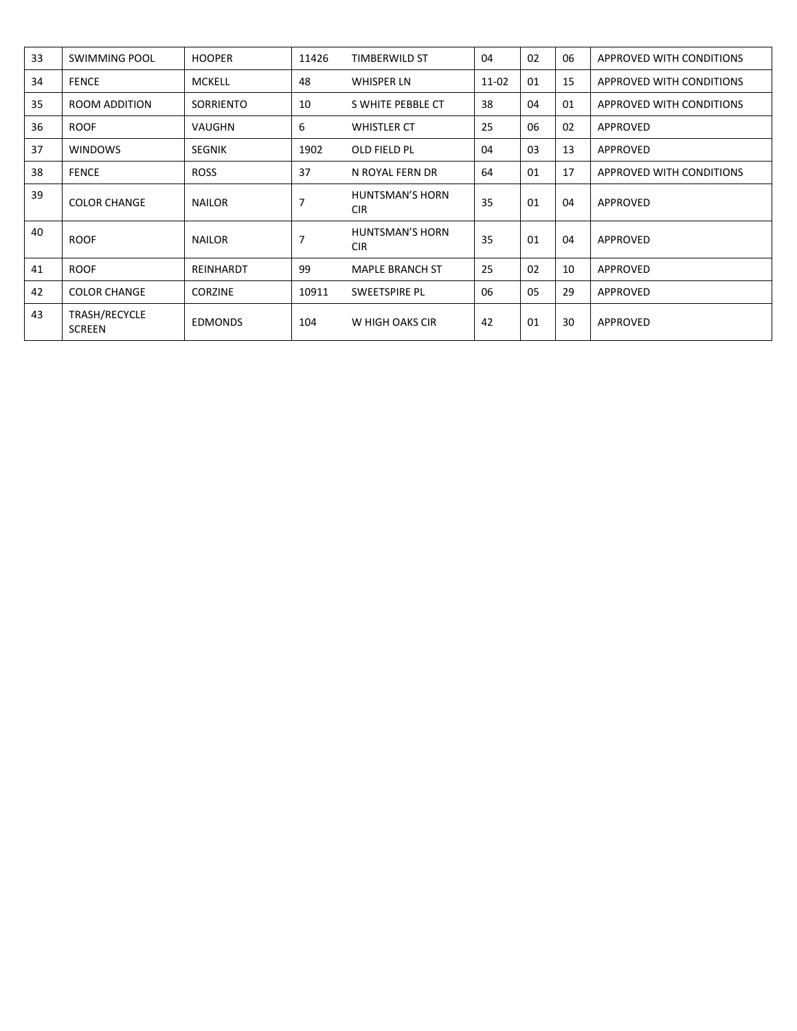| | | | | | | | | |
|---|---|---|---|---|---|---|---|---|
| 33 | SWIMMING POOL | HOOPER | 11426 | TIMBERWILD ST | 04 | 02 | 06 | APPROVED WITH CONDITIONS |
| 34 | FENCE | MCKELL | 48 | WHISPER LN | 11-02 | 01 | 15 | APPROVED WITH CONDITIONS |
| 35 | ROOM ADDITION | SORRIENTO | 10 | S WHITE PEBBLE CT | 38 | 04 | 01 | APPROVED WITH CONDITIONS |
| 36 | ROOF | VAUGHN | 6 | WHISTLER CT | 25 | 06 | 02 | APPROVED |
| 37 | WINDOWS | SEGNIK | 1902 | OLD FIELD PL | 04 | 03 | 13 | APPROVED |
| 38 | FENCE | ROSS | 37 | N ROYAL FERN DR | 64 | 01 | 17 | APPROVED WITH CONDITIONS |
| 39 | COLOR CHANGE | NAILOR | 7 | HUNTSMAN'S HORN CIR | 35 | 01 | 04 | APPROVED |
| 40 | ROOF | NAILOR | 7 | HUNTSMAN'S HORN CIR | 35 | 01 | 04 | APPROVED |
| 41 | ROOF | REINHARDT | 99 | MAPLE BRANCH ST | 25 | 02 | 10 | APPROVED |
| 42 | COLOR CHANGE | CORZINE | 10911 | SWEETSPIRE PL | 06 | 05 | 29 | APPROVED |
| 43 | TRASH/RECYCLE SCREEN | EDMONDS | 104 | W HIGH OAKS CIR | 42 | 01 | 30 | APPROVED |